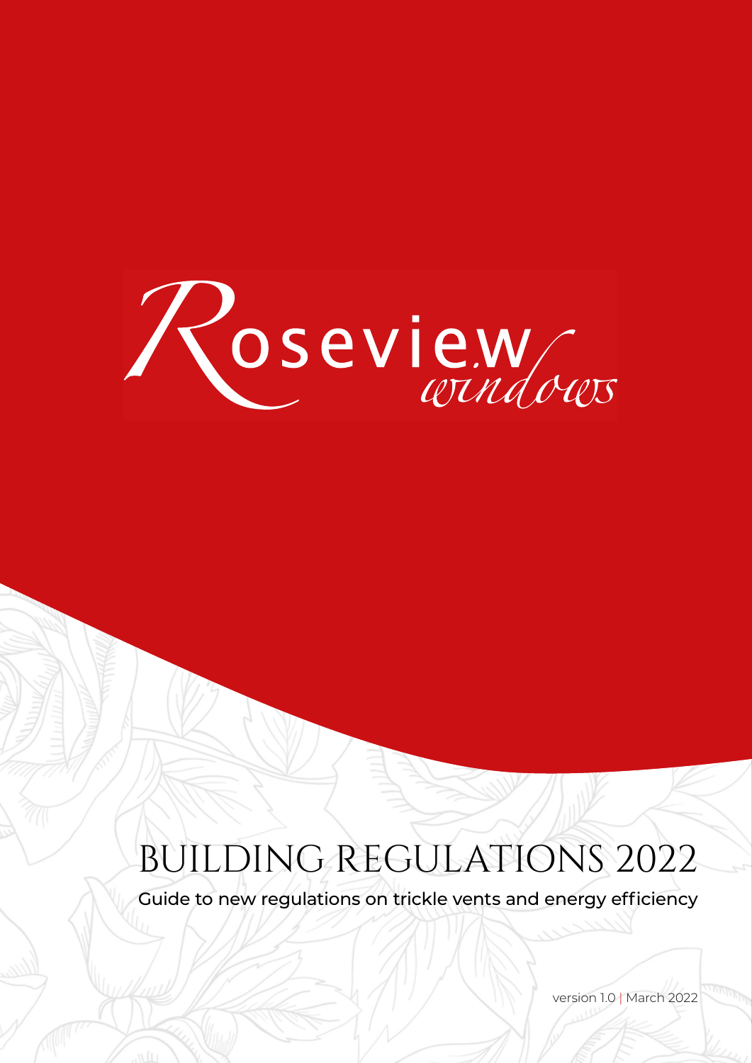Roseview windows

# BUILDING REGULATIONS 2022

Guide to new regulations on trickle vents and energy efficiency

version 1.0 | March 2022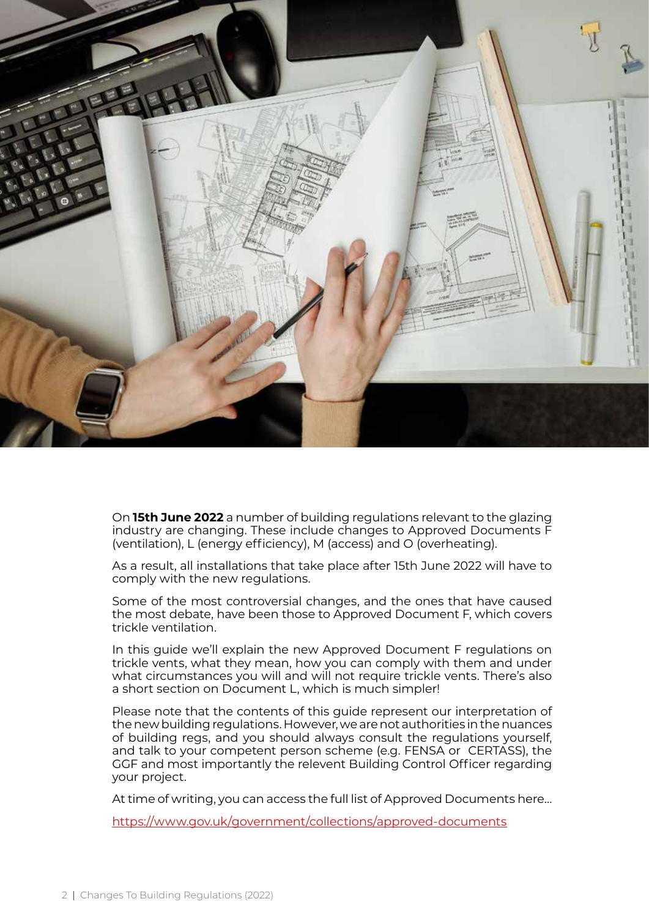On **15th June 2022** a number of building regulations relevant to the glazing industry are changing. These include changes to Approved Documents F (ventilation), L (energy efficiency), M (access) and O (overheating).

As a result, all installations that take place after 15th June 2022 will have to comply with the new regulations.

Some of the most controversial changes, and the ones that have caused the most debate, have been those to Approved Document F, which covers trickle ventilation.

In this guide we'll explain the new Approved Document F regulations on trickle vents, what they mean, how you can comply with them and under what circumstances you will and will not require trickle vents. There's also a short section on Document L, which is much simpler!

Please note that the contents of this guide represent our interpretation of the new building regulations. However, we are not authorities in the nuances of building regs, and you should always consult the regulations yourself, and talk to your competent person scheme (e.g. FENSA or CERTASS), the GGF and most importantly the relevent Building Control Officer regarding your project.

At time of writing, you can access the full list of Approved Documents here...

https://www.gov.uk/government/collections/approved-documents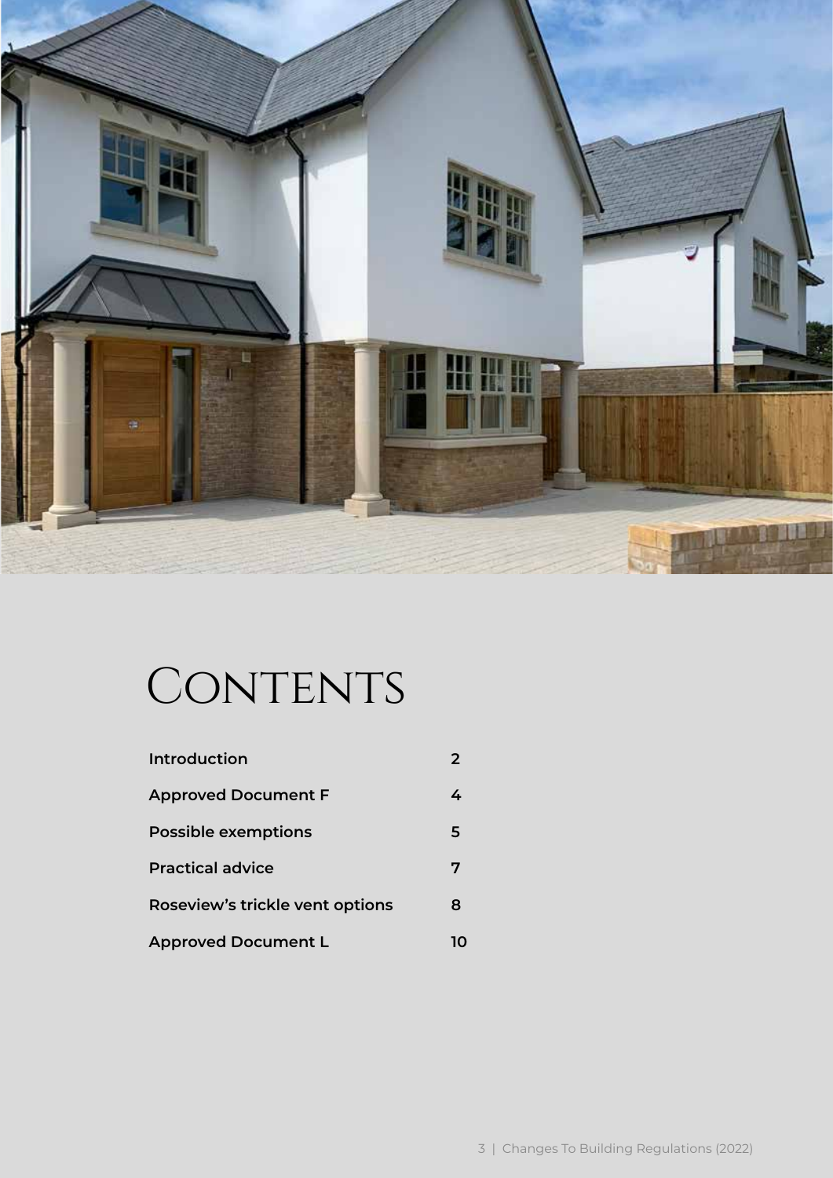# Contents

| | |
|---|---|
| **Introduction** | **2** |
| **Approved Document F** | **4** |
| **Possible exemptions** | **5** |
| **Practical advice** | **7** |
| **Roseview's trickle vent options** | **8** |
| **Approved Document L** | **10** |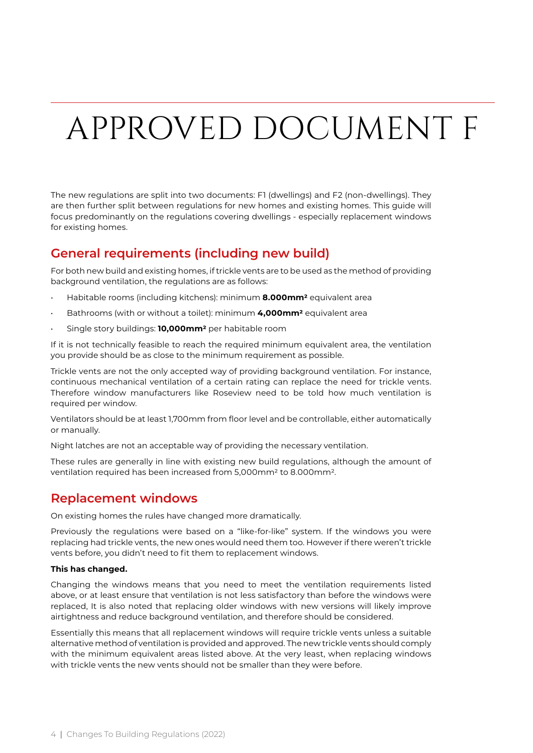# APPROVED DOCUMENT F

The new regulations are split into two documents: F1 (dwellings) and F2 (non-dwellings). They are then further split between regulations for new homes and existing homes. This guide will focus predominantly on the regulations covering dwellings - especially replacement windows for existing homes.

## General requirements (including new build)

For both new build and existing homes, if trickle vents are to be used as the method of providing background ventilation, the regulations are as follows:

- Habitable rooms (including kitchens): minimum **8.000mm²** equivalent area
- Bathrooms (with or without a toilet): minimum **4,000mm²** equivalent area
- Single story buildings: **10,000mm²** per habitable room

If it is not technically feasible to reach the required minimum equivalent area, the ventilation you provide should be as close to the minimum requirement as possible.

Trickle vents are not the only accepted way of providing background ventilation. For instance, continuous mechanical ventilation of a certain rating can replace the need for trickle vents. Therefore window manufacturers like Roseview need to be told how much ventilation is required per window.

Ventilators should be at least 1,700mm from floor level and be controllable, either automatically or manually.

Night latches are not an acceptable way of providing the necessary ventilation.

These rules are generally in line with existing new build regulations, although the amount of ventilation required has been increased from 5,000mm² to 8.000mm².

## Replacement windows

On existing homes the rules have changed more dramatically.

Previously the regulations were based on a "like-for-like" system. If the windows you were replacing had trickle vents, the new ones would need them too. However if there weren't trickle vents before, you didn't need to fit them to replacement windows.

**This has changed.**

Changing the windows means that you need to meet the ventilation requirements listed above, or at least ensure that ventilation is not less satisfactory than before the windows were replaced, It is also noted that replacing older windows with new versions will likely improve airtightness and reduce background ventilation, and therefore should be considered.

Essentially this means that all replacement windows will require trickle vents unless a suitable alternative method of ventilation is provided and approved. The new trickle vents should comply with the minimum equivalent areas listed above. At the very least, when replacing windows with trickle vents the new vents should not be smaller than they were before.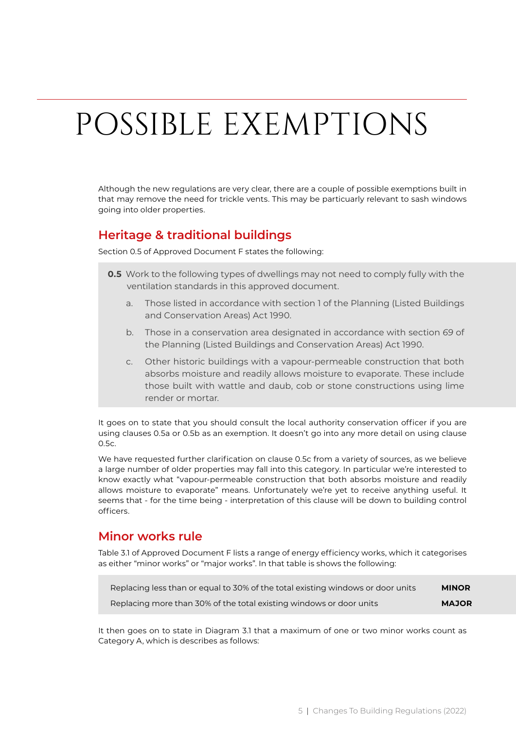# POSSIBLE EXEMPTIONS

Although the new regulations are very clear, there are a couple of possible exemptions built in that may remove the need for trickle vents. This may be particularly relevant to sash windows going into older properties.

## Heritage & traditional buildings

Section 0.5 of Approved Document F states the following:

> **0.5** Work to the following types of dwellings may not need to comply fully with the ventilation standards in this approved document.
>
> a. Those listed in accordance with section 1 of the Planning (Listed Buildings and Conservation Areas) Act 1990.
>
> b. Those in a conservation area designated in accordance with section 69 of the Planning (Listed Buildings and Conservation Areas) Act 1990.
>
> c. Other historic buildings with a vapour-permeable construction that both absorbs moisture and readily allows moisture to evaporate. These include those built with wattle and daub, cob or stone constructions using lime render or mortar.

It goes on to state that you should consult the local authority conservation officer if you are using clauses 0.5a or 0.5b as an exemption. It doesn't go into any more detail on using clause 0.5c.

We have requested further clarification on clause 0.5c from a variety of sources, as we believe a large number of older properties may fall into this category. In particular we're interested to know exactly what "vapour-permeable construction that both absorbs moisture and readily allows moisture to evaporate" means. Unfortunately we're yet to receive anything useful. It seems that - for the time being - interpretation of this clause will be down to building control officers.

## Minor works rule

Table 3.1 of Approved Document F lists a range of energy efficiency works, which it categorises as either "minor works" or "major works". In that table is shows the following:

| | |
|---|---|
| Replacing less than or equal to 30% of the total existing windows or door units | **MINOR** |
| Replacing more than 30% of the total existing windows or door units | **MAJOR** |

It then goes on to state in Diagram 3.1 that a maximum of one or two minor works count as Category A, which is describes as follows: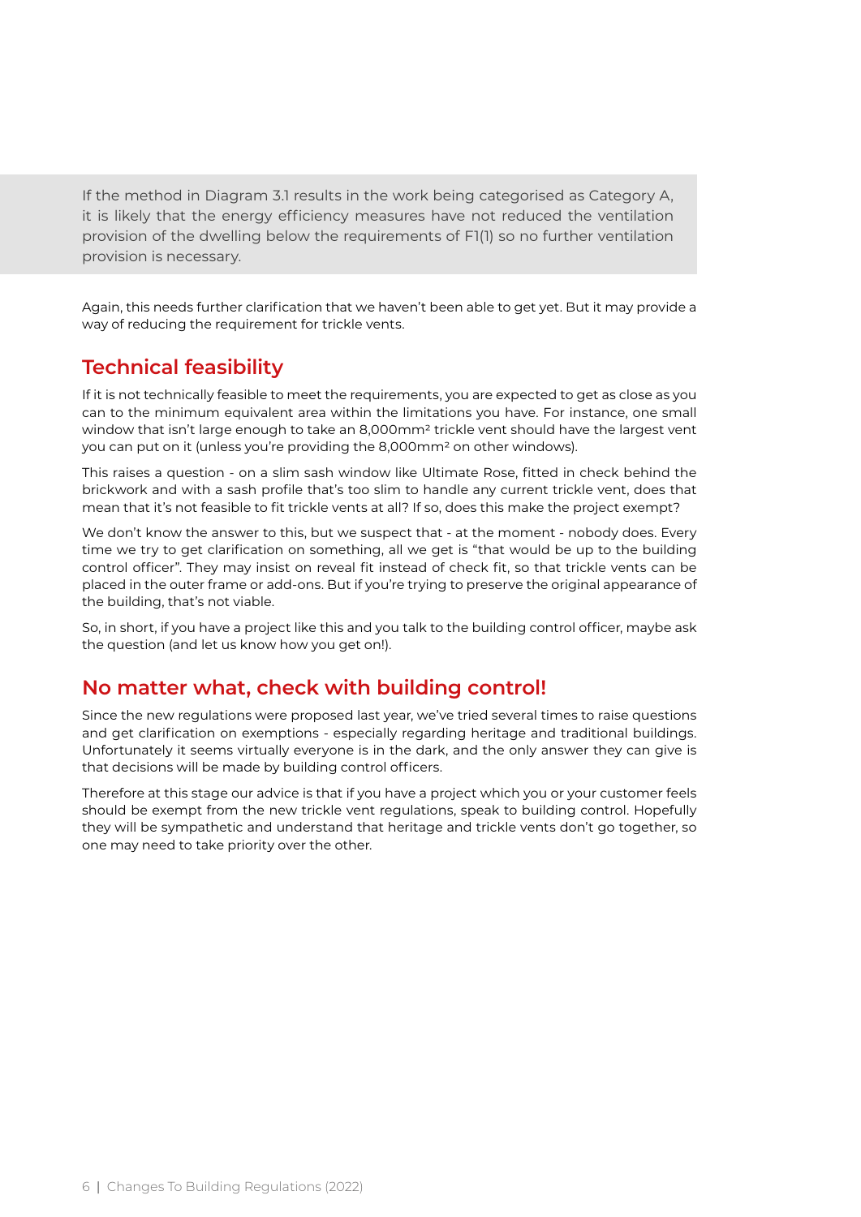> If the method in Diagram 3.1 results in the work being categorised as Category A, it is likely that the energy efficiency measures have not reduced the ventilation provision of the dwelling below the requirements of F1(1) so no further ventilation provision is necessary.

Again, this needs further clarification that we haven't been able to get yet. But it may provide a way of reducing the requirement for trickle vents.

## Technical feasibility

If it is not technically feasible to meet the requirements, you are expected to get as close as you can to the minimum equivalent area within the limitations you have. For instance, one small window that isn't large enough to take an 8,000mm² trickle vent should have the largest vent you can put on it (unless you're providing the 8,000mm² on other windows).

This raises a question - on a slim sash window like Ultimate Rose, fitted in check behind the brickwork and with a sash profile that's too slim to handle any current trickle vent, does that mean that it's not feasible to fit trickle vents at all? If so, does this make the project exempt?

We don't know the answer to this, but we suspect that - at the moment - nobody does. Every time we try to get clarification on something, all we get is "that would be up to the building control officer". They may insist on reveal fit instead of check fit, so that trickle vents can be placed in the outer frame or add-ons. But if you're trying to preserve the original appearance of the building, that's not viable.

So, in short, if you have a project like this and you talk to the building control officer, maybe ask the question (and let us know how you get on!).

## No matter what, check with building control!

Since the new regulations were proposed last year, we've tried several times to raise questions and get clarification on exemptions - especially regarding heritage and traditional buildings. Unfortunately it seems virtually everyone is in the dark, and the only answer they can give is that decisions will be made by building control officers.

Therefore at this stage our advice is that if you have a project which you or your customer feels should be exempt from the new trickle vent regulations, speak to building control. Hopefully they will be sympathetic and understand that heritage and trickle vents don't go together, so one may need to take priority over the other.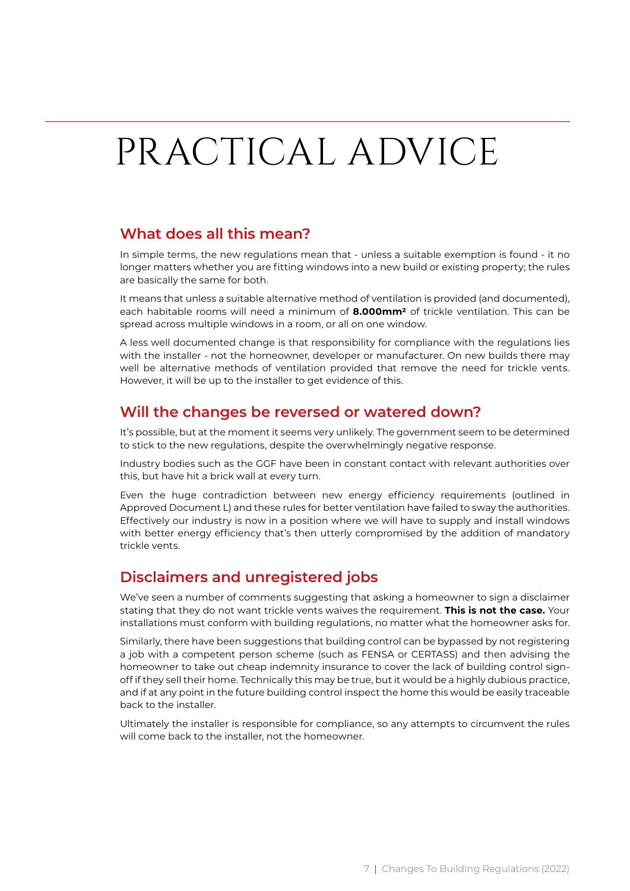# PRACTICAL ADVICE

## What does all this mean?

In simple terms, the new regulations mean that - unless a suitable exemption is found - it no longer matters whether you are fitting windows into a new build or existing property; the rules are basically the same for both.

It means that unless a suitable alternative method of ventilation is provided (and documented), each habitable rooms will need a minimum of **8.000mm²** of trickle ventilation. This can be spread across multiple windows in a room, or all on one window.

A less well documented change is that responsibility for compliance with the regulations lies with the installer - not the homeowner, developer or manufacturer. On new builds there may well be alternative methods of ventilation provided that remove the need for trickle vents. However, it will be up to the installer to get evidence of this.

## Will the changes be reversed or watered down?

It's possible, but at the moment it seems very unlikely. The government seem to be determined to stick to the new regulations, despite the overwhelmingly negative response.

Industry bodies such as the GGF have been in constant contact with relevant authorities over this, but have hit a brick wall at every turn.

Even the huge contradiction between new energy efficiency requirements (outlined in Approved Document L) and these rules for better ventilation have failed to sway the authorities. Effectively our industry is now in a position where we will have to supply and install windows with better energy efficiency that's then utterly compromised by the addition of mandatory trickle vents.

## Disclaimers and unregistered jobs

We've seen a number of comments suggesting that asking a homeowner to sign a disclaimer stating that they do not want trickle vents waives the requirement. **This is not the case.** Your installations must conform with building regulations, no matter what the homeowner asks for.

Similarly, there have been suggestions that building control can be bypassed by not registering a job with a competent person scheme (such as FENSA or CERTASS) and then advising the homeowner to take out cheap indemnity insurance to cover the lack of building control sign-off if they sell their home. Technically this may be true, but it would be a highly dubious practice, and if at any point in the future building control inspect the home this would be easily traceable back to the installer.

Ultimately the installer is responsible for compliance, so any attempts to circumvent the rules will come back to the installer, not the homeowner.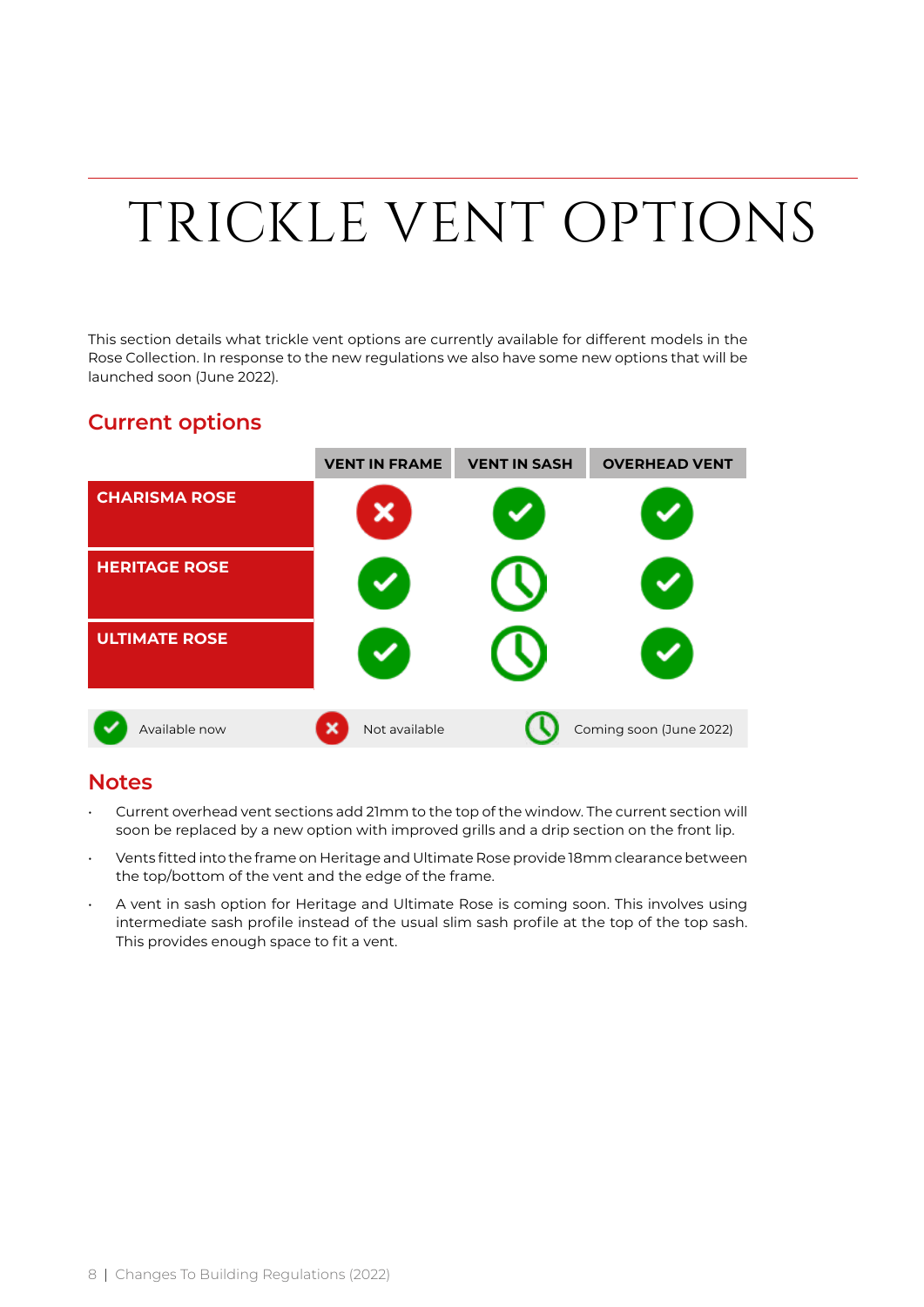# TRICKLE VENT OPTIONS

This section details what trickle vent options are currently available for different models in the Rose Collection. In response to the new regulations we also have some new options that will be launched soon (June 2022).

## Current options

| | VENT IN FRAME | VENT IN SASH | OVERHEAD VENT |
|---|---|---|---|
| **CHARISMA ROSE** | ✗ | ✓ | ✓ |
| **HERITAGE ROSE** | ✓ | Coming soon | ✓ |
| **ULTIMATE ROSE** | ✓ | Coming soon | ✓ |

✓ Available now | ✗ Not available | Coming soon (June 2022)

## Notes

- Current overhead vent sections add 21mm to the top of the window. The current section will soon be replaced by a new option with improved grills and a drip section on the front lip.
- Vents fitted into the frame on Heritage and Ultimate Rose provide 18mm clearance between the top/bottom of the vent and the edge of the frame.
- A vent in sash option for Heritage and Ultimate Rose is coming soon. This involves using intermediate sash profile instead of the usual slim sash profile at the top of the top sash. This provides enough space to fit a vent.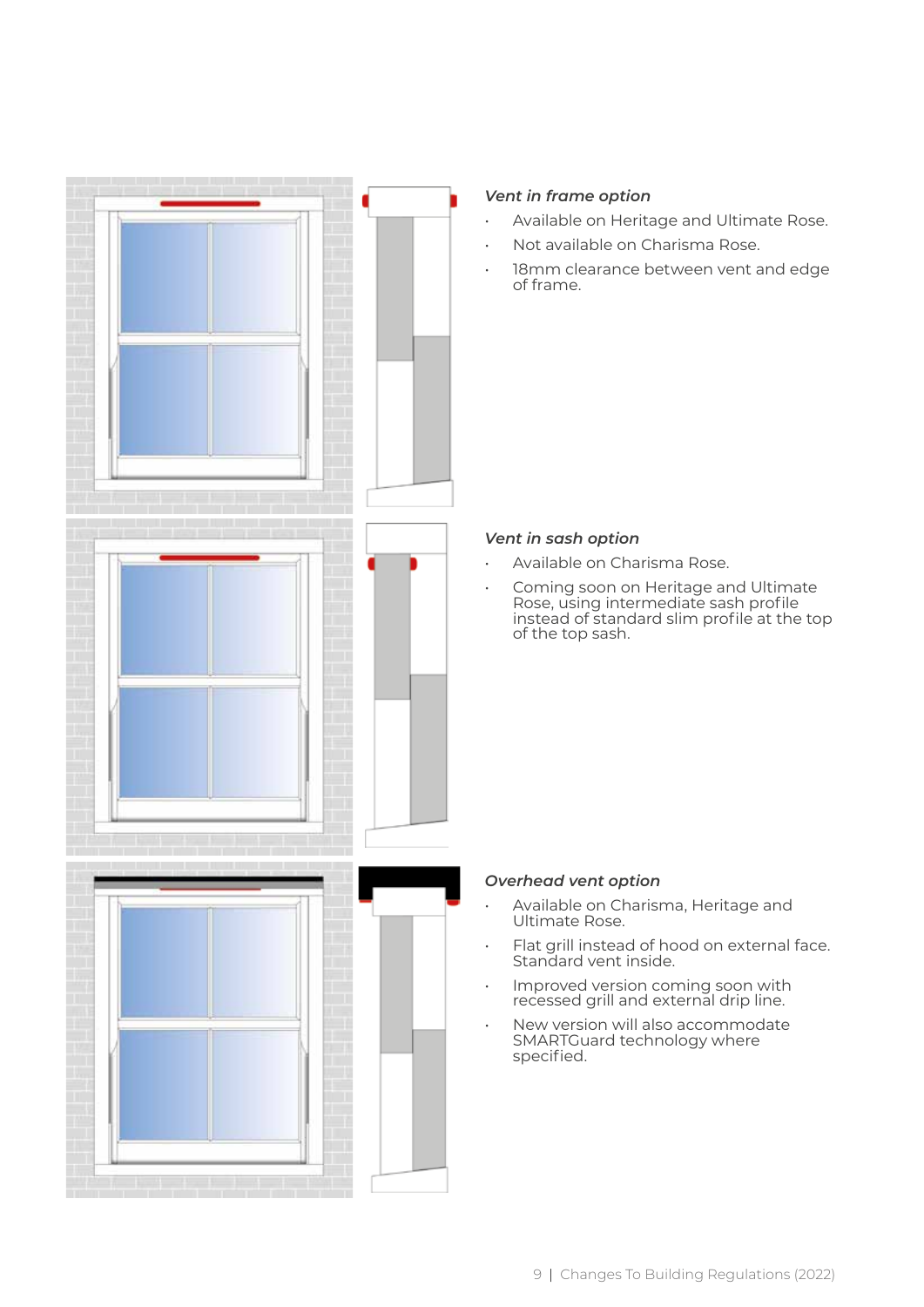*Vent in frame option*

- Available on Heritage and Ultimate Rose.
- Not available on Charisma Rose.
- 18mm clearance between vent and edge of frame.

*Vent in sash option*

- Available on Charisma Rose.
- Coming soon on Heritage and Ultimate Rose, using intermediate sash profile instead of standard slim profile at the top of the top sash.

*Overhead vent option*

- Available on Charisma, Heritage and Ultimate Rose.
- Flat grill instead of hood on external face. Standard vent inside.
- Improved version coming soon with recessed grill and external drip line.
- New version will also accommodate SMARTGuard technology where specified.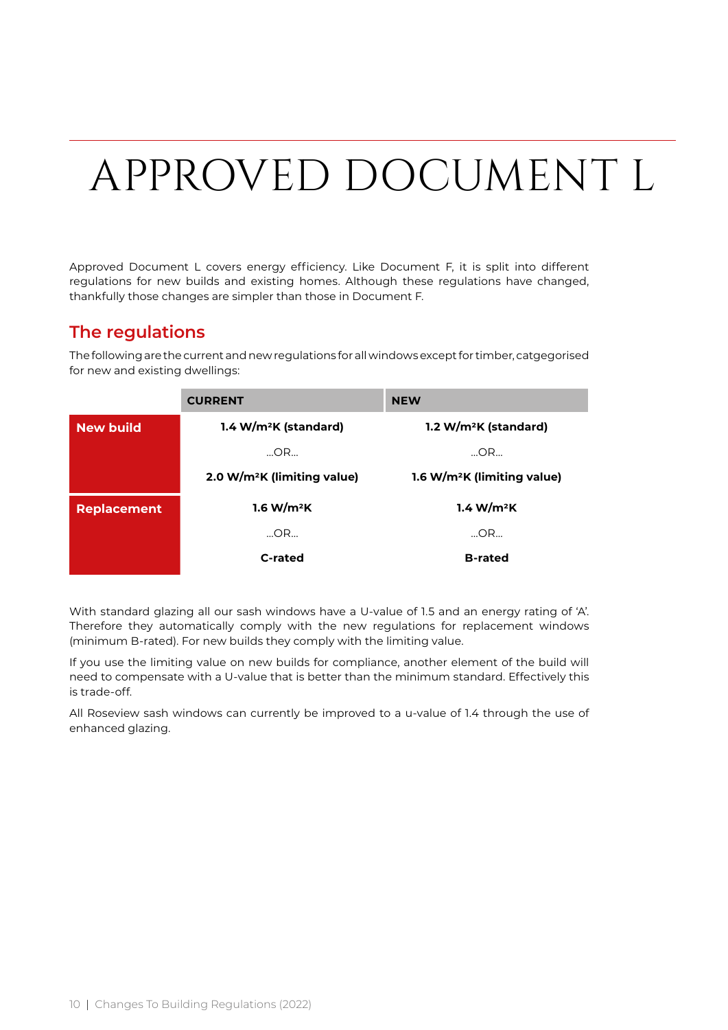# APPROVED DOCUMENT L

Approved Document L covers energy efficiency. Like Document F, it is split into different regulations for new builds and existing homes. Although these regulations have changed, thankfully those changes are simpler than those in Document F.

## The regulations

The following are the current and new regulations for all windows except for timber, catgegorised for new and existing dwellings:

| | CURRENT | NEW |
|---|---|---|
| **New build** | **1.4 W/m²K (standard)** | **1.2 W/m²K (standard)** |
| | ...OR... | ...OR... |
| | **2.0 W/m²K (limiting value)** | **1.6 W/m²K (limiting value)** |
| **Replacement** | **1.6 W/m²K** | **1.4 W/m²K** |
| | ...OR... | ...OR... |
| | **C-rated** | **B-rated** |

With standard glazing all our sash windows have a U-value of 1.5 and an energy rating of 'A'. Therefore they automatically comply with the new regulations for replacement windows (minimum B-rated). For new builds they comply with the limiting value.

If you use the limiting value on new builds for compliance, another element of the build will need to compensate with a U-value that is better than the minimum standard. Effectively this is trade-off.

All Roseview sash windows can currently be improved to a u-value of 1.4 through the use of enhanced glazing.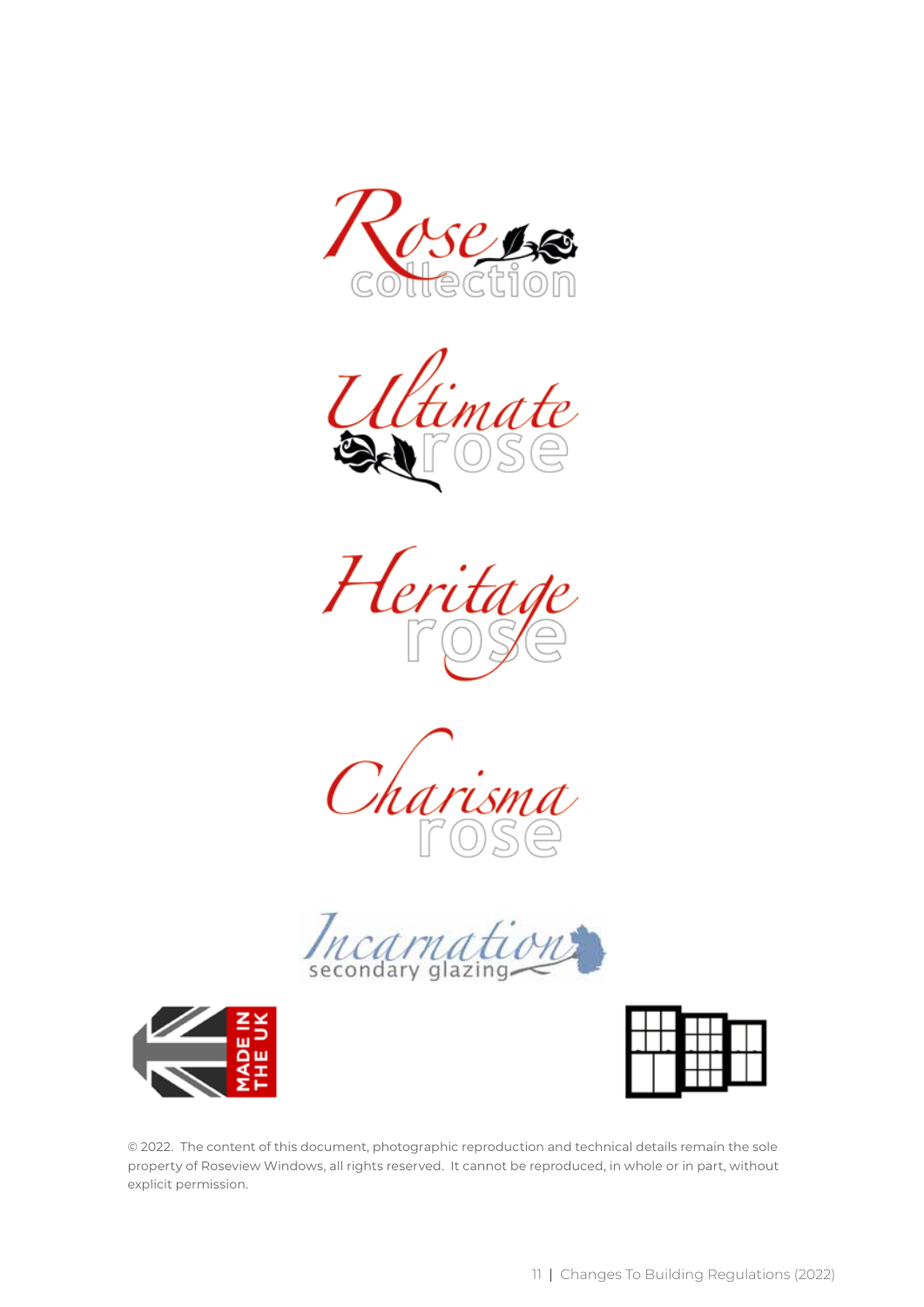Rose collection

Ultimate rose

Heritage rose

Charisma rose

Incarnation secondary glazing

MADE IN THE UK

© 2022. The content of this document, photographic reproduction and technical details remain the sole property of Roseview Windows, all rights reserved. It cannot be reproduced, in whole or in part, without explicit permission.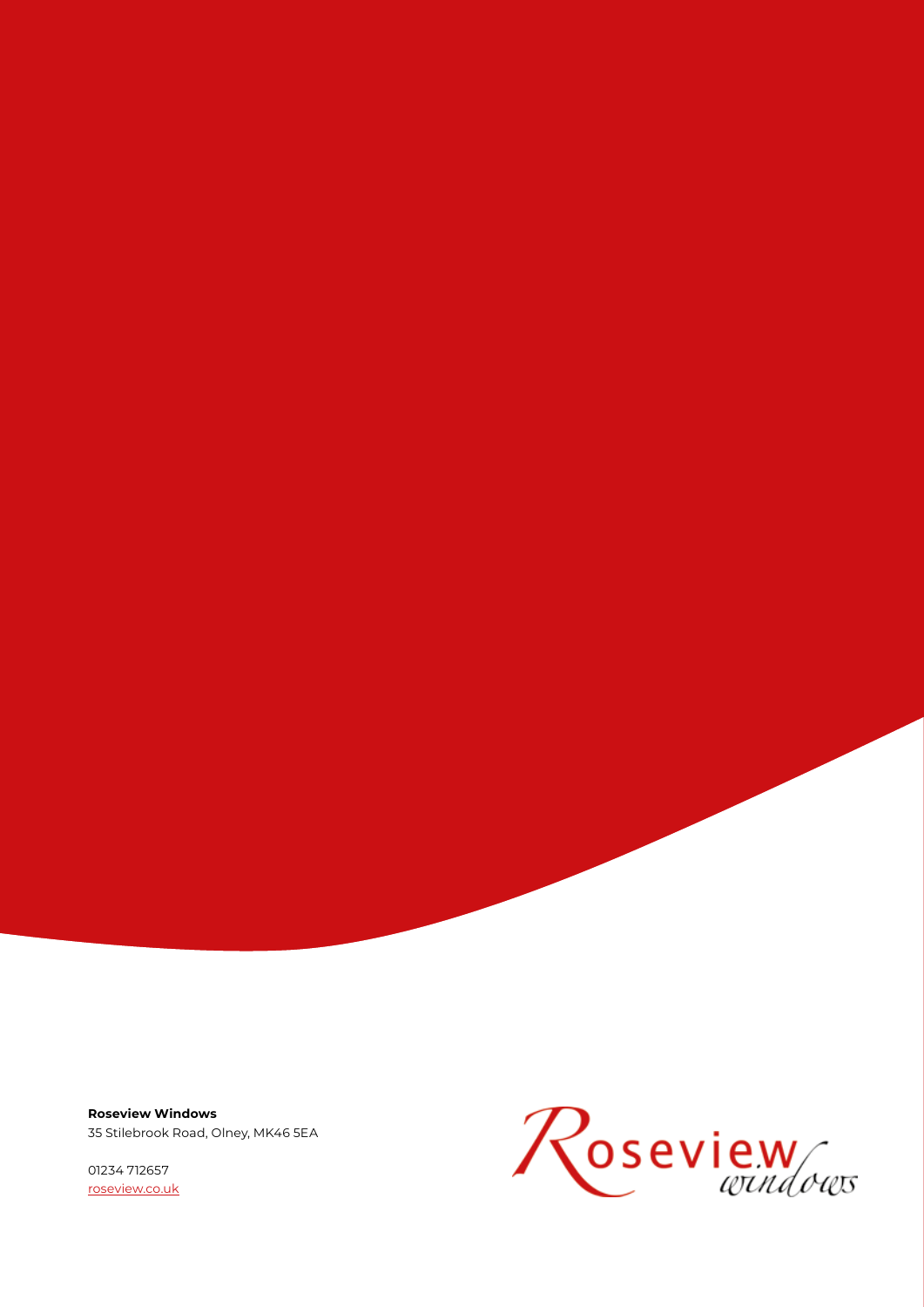**Roseview Windows**
35 Stilebrook Road, Olney, MK46 5EA

01234 712657
[roseview.co.uk](roseview.co.uk)

Roseview windows